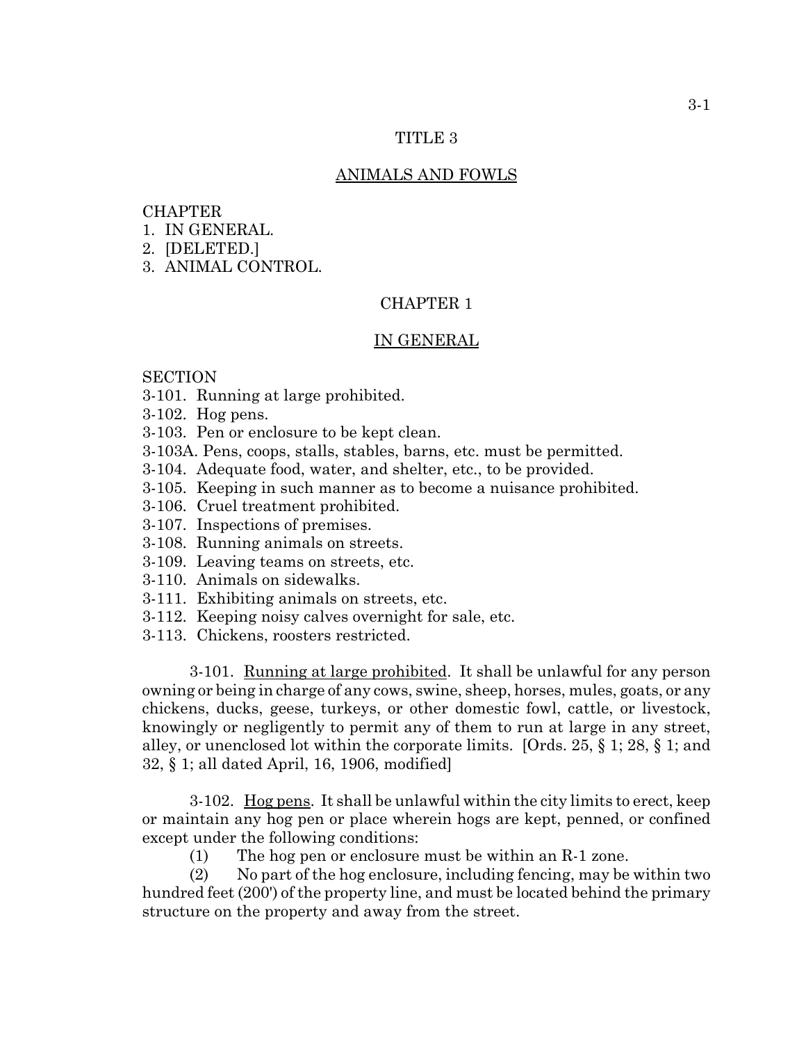# TITLE 3

## ANIMALS AND FOWLS

CHAPTER
1. IN GENERAL.
2. [DELETED.]
3. ANIMAL CONTROL.

## CHAPTER 1

## IN GENERAL

SECTION
3-101. Running at large prohibited.
3-102. Hog pens.
3-103. Pen or enclosure to be kept clean.
3-103A. Pens, coops, stalls, stables, barns, etc. must be permitted.
3-104. Adequate food, water, and shelter, etc., to be provided.
3-105. Keeping in such manner as to become a nuisance prohibited.
3-106. Cruel treatment prohibited.
3-107. Inspections of premises.
3-108. Running animals on streets.
3-109. Leaving teams on streets, etc.
3-110. Animals on sidewalks.
3-111. Exhibiting animals on streets, etc.
3-112. Keeping noisy calves overnight for sale, etc.
3-113. Chickens, roosters restricted.

3-101. Running at large prohibited. It shall be unlawful for any person owning or being in charge of any cows, swine, sheep, horses, mules, goats, or any chickens, ducks, geese, turkeys, or other domestic fowl, cattle, or livestock, knowingly or negligently to permit any of them to run at large in any street, alley, or unenclosed lot within the corporate limits. [Ords. 25, § 1; 28, § 1; and 32, § 1; all dated April, 16, 1906, modified]

3-102. Hog pens. It shall be unlawful within the city limits to erect, keep or maintain any hog pen or place wherein hogs are kept, penned, or confined except under the following conditions:

(1) The hog pen or enclosure must be within an R-1 zone.

(2) No part of the hog enclosure, including fencing, may be within two hundred feet (200') of the property line, and must be located behind the primary structure on the property and away from the street.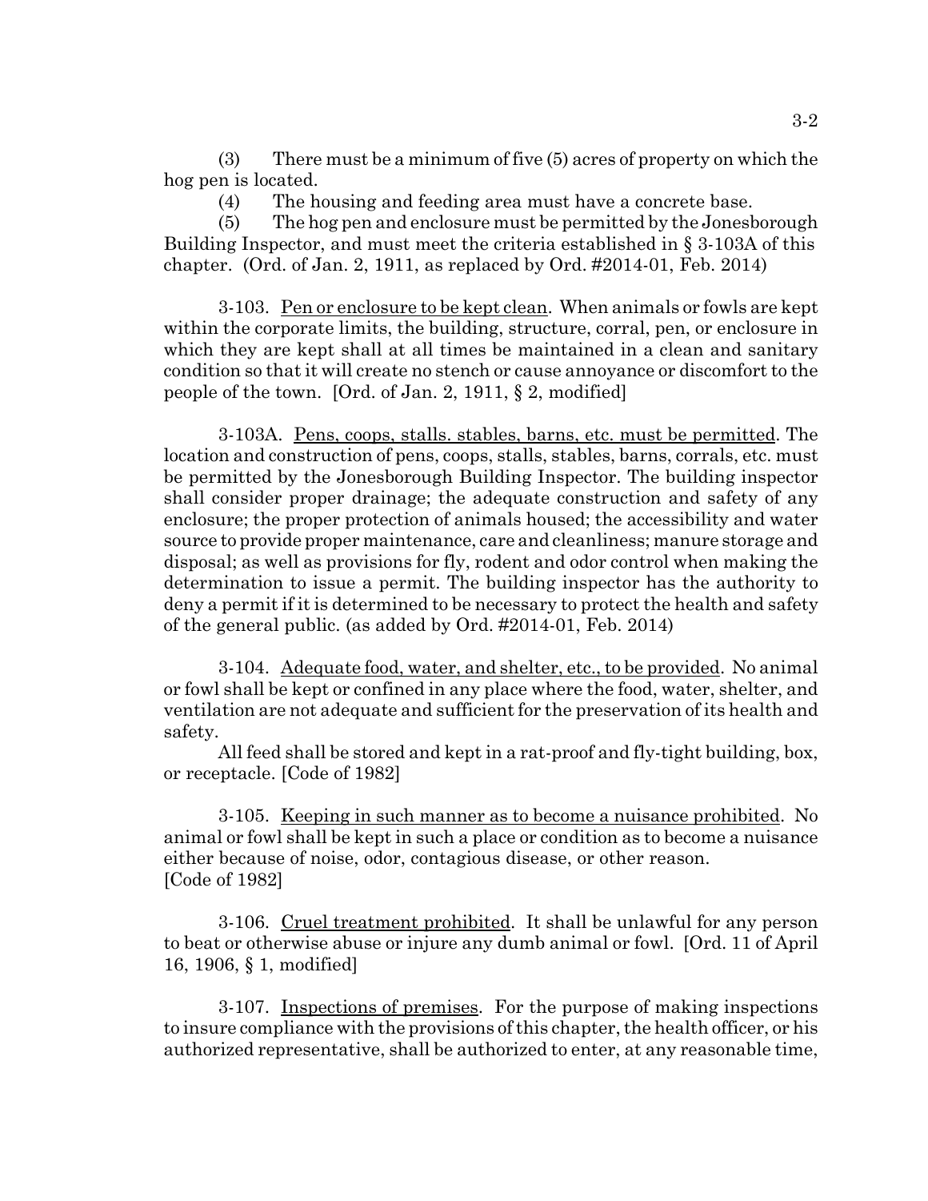(3) There must be a minimum of five (5) acres of property on which the hog pen is located.

(4) The housing and feeding area must have a concrete base.

(5) The hog pen and enclosure must be permitted by the Jonesborough Building Inspector, and must meet the criteria established in § 3-103A of this chapter. (Ord. of Jan. 2, 1911, as replaced by Ord. #2014-01, Feb. 2014)

3-103. Pen or enclosure to be kept clean. When animals or fowls are kept within the corporate limits, the building, structure, corral, pen, or enclosure in which they are kept shall at all times be maintained in a clean and sanitary condition so that it will create no stench or cause annoyance or discomfort to the people of the town. [Ord. of Jan. 2, 1911, § 2, modified]

3-103A. Pens, coops, stalls. stables, barns, etc. must be permitted. The location and construction of pens, coops, stalls, stables, barns, corrals, etc. must be permitted by the Jonesborough Building Inspector. The building inspector shall consider proper drainage; the adequate construction and safety of any enclosure; the proper protection of animals housed; the accessibility and water source to provide proper maintenance, care and cleanliness; manure storage and disposal; as well as provisions for fly, rodent and odor control when making the determination to issue a permit. The building inspector has the authority to deny a permit if it is determined to be necessary to protect the health and safety of the general public. (as added by Ord. #2014-01, Feb. 2014)

3-104. Adequate food, water, and shelter, etc., to be provided. No animal or fowl shall be kept or confined in any place where the food, water, shelter, and ventilation are not adequate and sufficient for the preservation of its health and safety.

All feed shall be stored and kept in a rat-proof and fly-tight building, box, or receptacle. [Code of 1982]

3-105. Keeping in such manner as to become a nuisance prohibited. No animal or fowl shall be kept in such a place or condition as to become a nuisance either because of noise, odor, contagious disease, or other reason. [Code of 1982]

3-106. Cruel treatment prohibited. It shall be unlawful for any person to beat or otherwise abuse or injure any dumb animal or fowl. [Ord. 11 of April 16, 1906, § 1, modified]

3-107. Inspections of premises. For the purpose of making inspections to insure compliance with the provisions of this chapter, the health officer, or his authorized representative, shall be authorized to enter, at any reasonable time,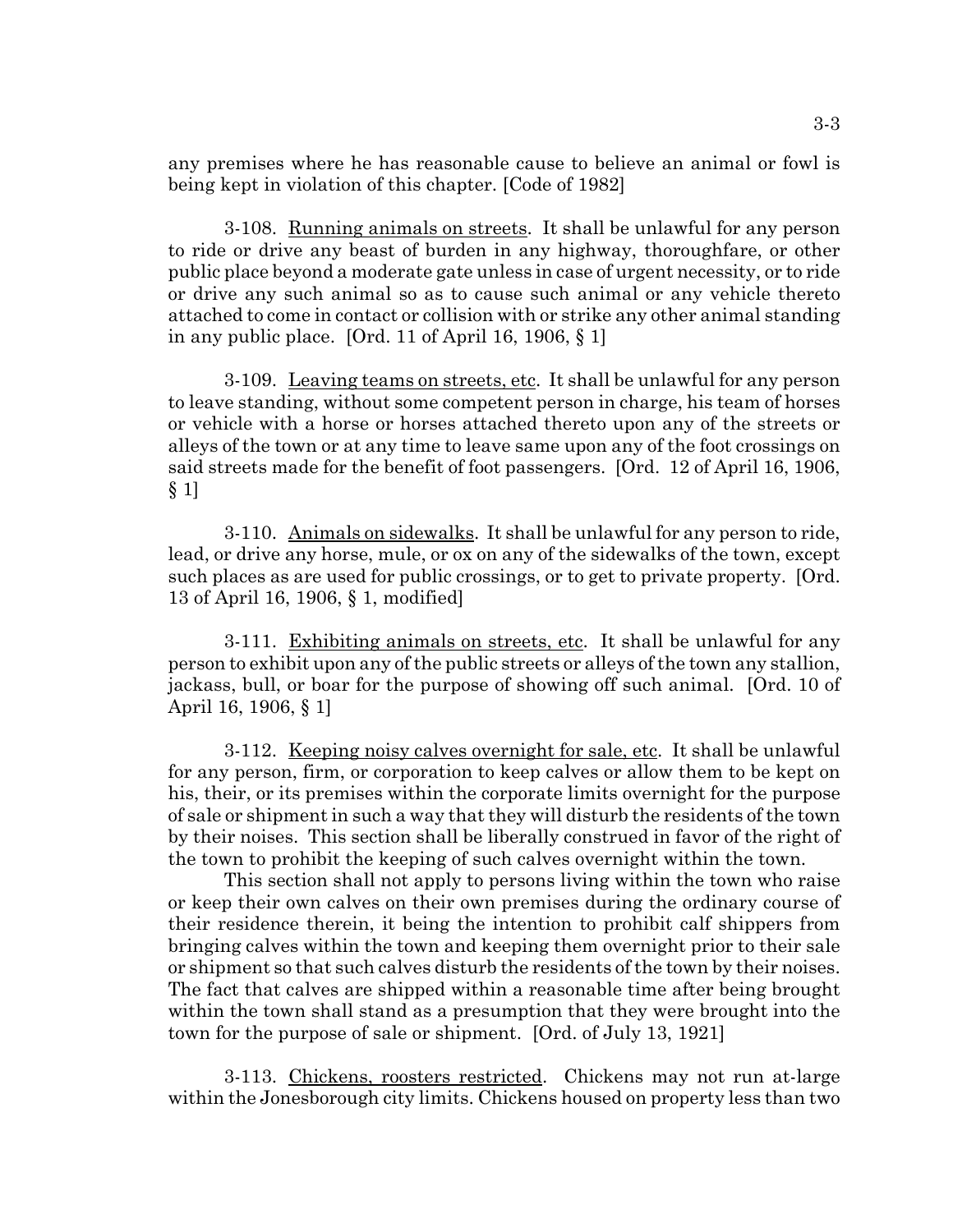any premises where he has reasonable cause to believe an animal or fowl is being kept in violation of this chapter. [Code of 1982]

3-108. Running animals on streets. It shall be unlawful for any person to ride or drive any beast of burden in any highway, thoroughfare, or other public place beyond a moderate gate unless in case of urgent necessity, or to ride or drive any such animal so as to cause such animal or any vehicle thereto attached to come in contact or collision with or strike any other animal standing in any public place. [Ord. 11 of April 16, 1906, § 1]

3-109. Leaving teams on streets, etc. It shall be unlawful for any person to leave standing, without some competent person in charge, his team of horses or vehicle with a horse or horses attached thereto upon any of the streets or alleys of the town or at any time to leave same upon any of the foot crossings on said streets made for the benefit of foot passengers. [Ord. 12 of April 16, 1906, § 1]

3-110. Animals on sidewalks. It shall be unlawful for any person to ride, lead, or drive any horse, mule, or ox on any of the sidewalks of the town, except such places as are used for public crossings, or to get to private property. [Ord. 13 of April 16, 1906, § 1, modified]

3-111. Exhibiting animals on streets, etc. It shall be unlawful for any person to exhibit upon any of the public streets or alleys of the town any stallion, jackass, bull, or boar for the purpose of showing off such animal. [Ord. 10 of April 16, 1906, § 1]

3-112. Keeping noisy calves overnight for sale, etc. It shall be unlawful for any person, firm, or corporation to keep calves or allow them to be kept on his, their, or its premises within the corporate limits overnight for the purpose of sale or shipment in such a way that they will disturb the residents of the town by their noises. This section shall be liberally construed in favor of the right of the town to prohibit the keeping of such calves overnight within the town.

This section shall not apply to persons living within the town who raise or keep their own calves on their own premises during the ordinary course of their residence therein, it being the intention to prohibit calf shippers from bringing calves within the town and keeping them overnight prior to their sale or shipment so that such calves disturb the residents of the town by their noises. The fact that calves are shipped within a reasonable time after being brought within the town shall stand as a presumption that they were brought into the town for the purpose of sale or shipment. [Ord. of July 13, 1921]

3-113. Chickens, roosters restricted. Chickens may not run at-large within the Jonesborough city limits. Chickens housed on property less than two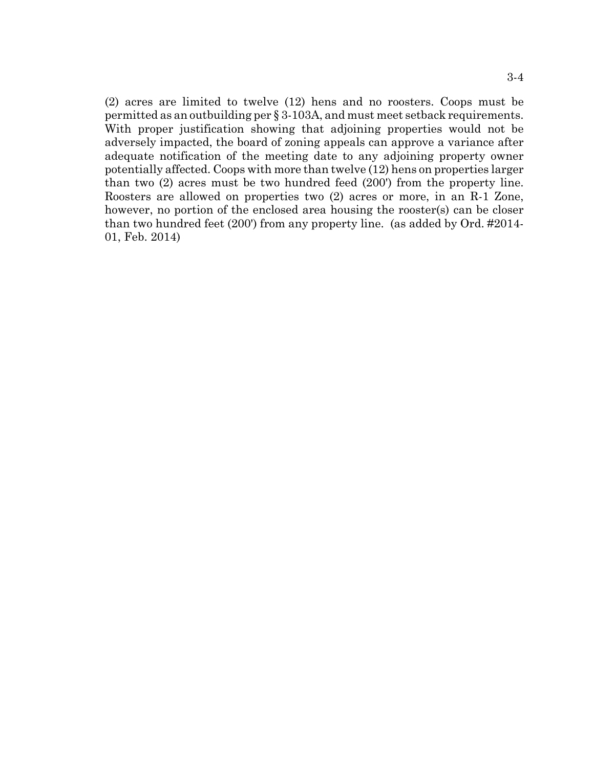(2) acres are limited to twelve (12) hens and no roosters. Coops must be permitted as an outbuilding per § 3-103A, and must meet setback requirements. With proper justification showing that adjoining properties would not be adversely impacted, the board of zoning appeals can approve a variance after adequate notification of the meeting date to any adjoining property owner potentially affected. Coops with more than twelve (12) hens on properties larger than two (2) acres must be two hundred feed (200') from the property line. Roosters are allowed on properties two (2) acres or more, in an R-1 Zone, however, no portion of the enclosed area housing the rooster(s) can be closer than two hundred feet (200') from any property line. (as added by Ord. #2014-01, Feb. 2014)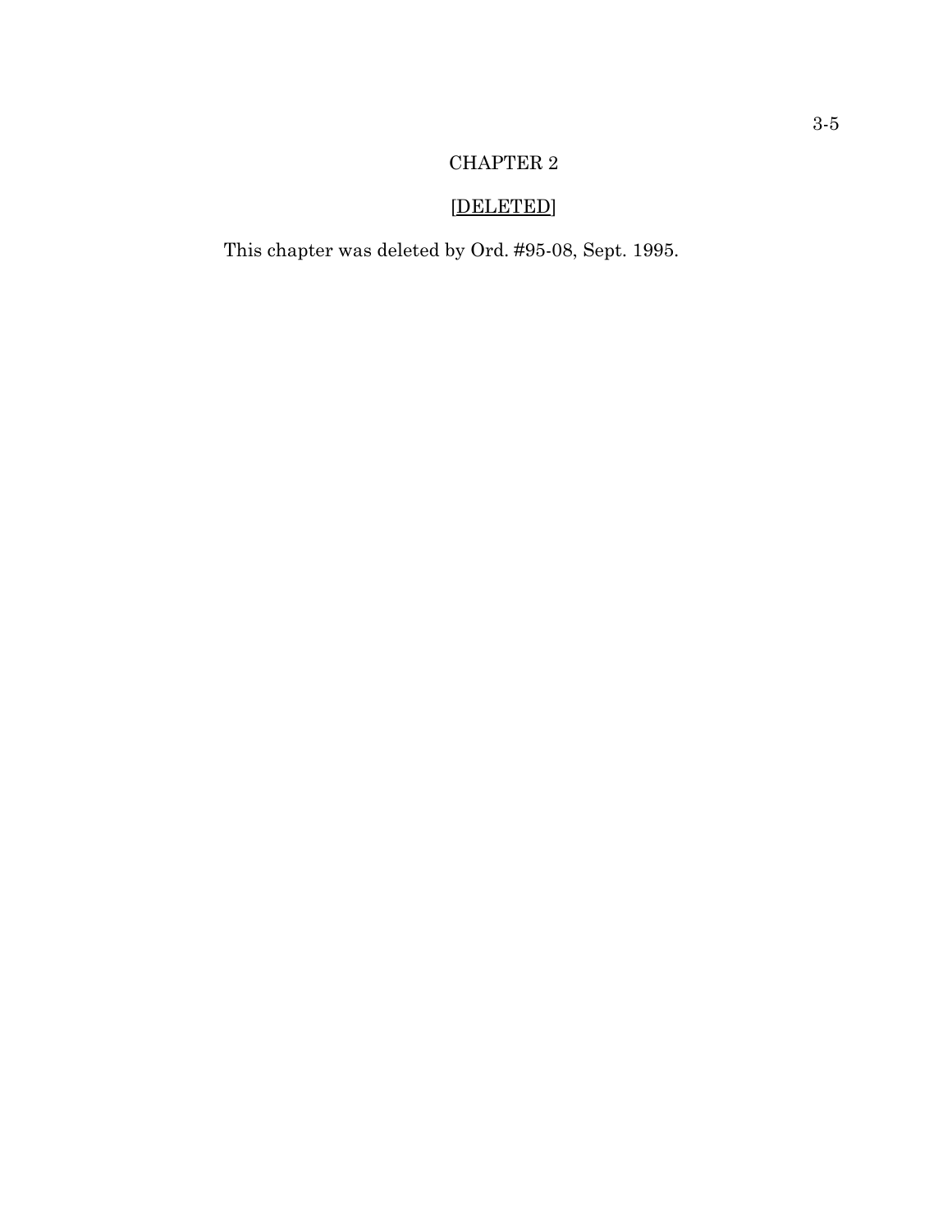# CHAPTER 2

## [DELETED]

This chapter was deleted by Ord. #95-08, Sept. 1995.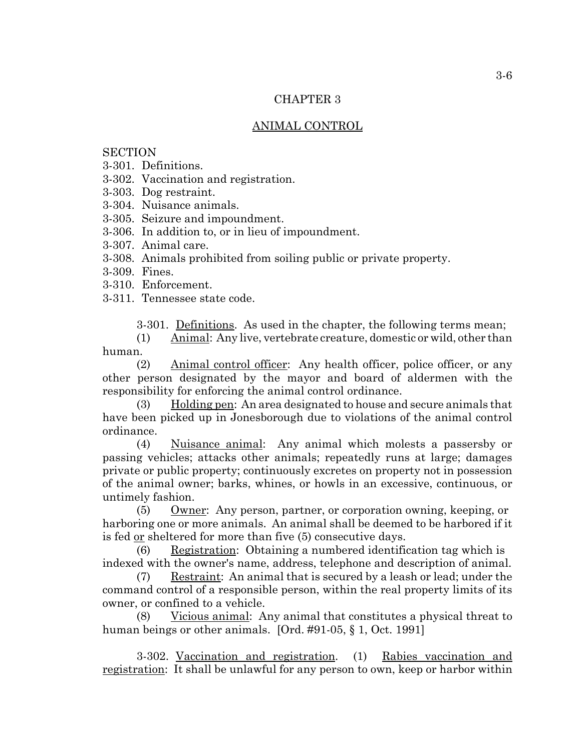# CHAPTER 3

## ANIMAL CONTROL

SECTION
3-301. Definitions.
3-302. Vaccination and registration.
3-303. Dog restraint.
3-304. Nuisance animals.
3-305. Seizure and impoundment.
3-306. In addition to, or in lieu of impoundment.
3-307. Animal care.
3-308. Animals prohibited from soiling public or private property.
3-309. Fines.
3-310. Enforcement.
3-311. Tennessee state code.

3-301. Definitions. As used in the chapter, the following terms mean;

(1) Animal: Any live, vertebrate creature, domestic or wild, other than human.

(2) Animal control officer: Any health officer, police officer, or any other person designated by the mayor and board of aldermen with the responsibility for enforcing the animal control ordinance.

(3) Holding pen: An area designated to house and secure animals that have been picked up in Jonesborough due to violations of the animal control ordinance.

(4) Nuisance animal: Any animal which molests a passersby or passing vehicles; attacks other animals; repeatedly runs at large; damages private or public property; continuously excretes on property not in possession of the animal owner; barks, whines, or howls in an excessive, continuous, or untimely fashion.

(5) Owner: Any person, partner, or corporation owning, keeping, or harboring one or more animals. An animal shall be deemed to be harbored if it is fed or sheltered for more than five (5) consecutive days.

(6) Registration: Obtaining a numbered identification tag which is indexed with the owner's name, address, telephone and description of animal.

(7) Restraint: An animal that is secured by a leash or lead; under the command control of a responsible person, within the real property limits of its owner, or confined to a vehicle.

(8) Vicious animal: Any animal that constitutes a physical threat to human beings or other animals. [Ord. #91-05, § 1, Oct. 1991]

3-302. Vaccination and registration. (1) Rabies vaccination and registration: It shall be unlawful for any person to own, keep or harbor within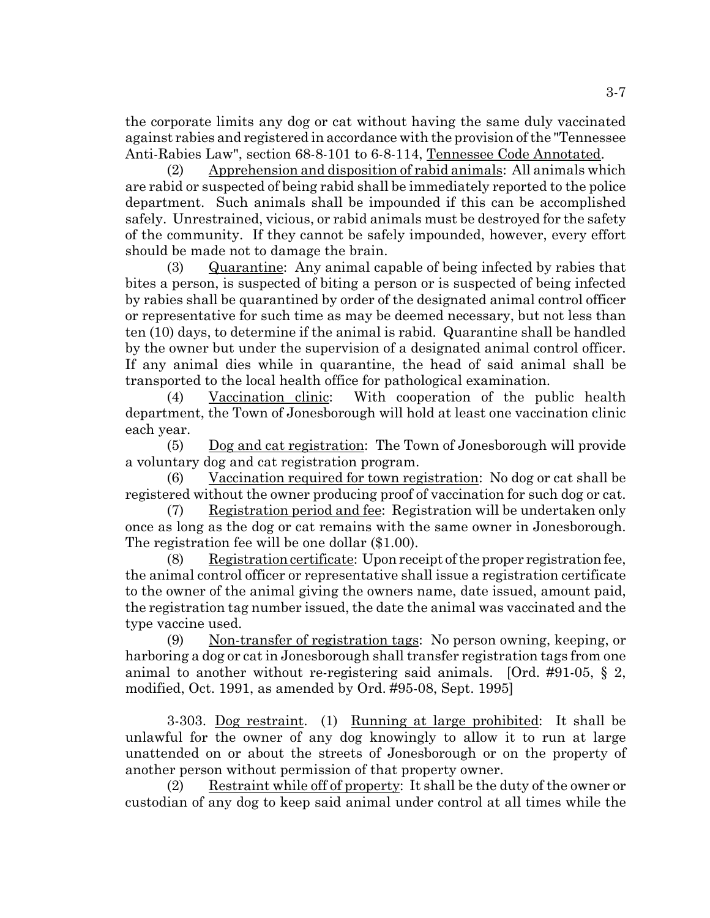the corporate limits any dog or cat without having the same duly vaccinated against rabies and registered in accordance with the provision of the "Tennessee Anti-Rabies Law", section 68-8-101 to 6-8-114, Tennessee Code Annotated.

(2) Apprehension and disposition of rabid animals: All animals which are rabid or suspected of being rabid shall be immediately reported to the police department. Such animals shall be impounded if this can be accomplished safely. Unrestrained, vicious, or rabid animals must be destroyed for the safety of the community. If they cannot be safely impounded, however, every effort should be made not to damage the brain.

(3) Quarantine: Any animal capable of being infected by rabies that bites a person, is suspected of biting a person or is suspected of being infected by rabies shall be quarantined by order of the designated animal control officer or representative for such time as may be deemed necessary, but not less than ten (10) days, to determine if the animal is rabid. Quarantine shall be handled by the owner but under the supervision of a designated animal control officer. If any animal dies while in quarantine, the head of said animal shall be transported to the local health office for pathological examination.

(4) Vaccination clinic: With cooperation of the public health department, the Town of Jonesborough will hold at least one vaccination clinic each year.

(5) Dog and cat registration: The Town of Jonesborough will provide a voluntary dog and cat registration program.

(6) Vaccination required for town registration: No dog or cat shall be registered without the owner producing proof of vaccination for such dog or cat.

(7) Registration period and fee: Registration will be undertaken only once as long as the dog or cat remains with the same owner in Jonesborough. The registration fee will be one dollar ($1.00).

(8) Registration certificate: Upon receipt of the proper registration fee, the animal control officer or representative shall issue a registration certificate to the owner of the animal giving the owners name, date issued, amount paid, the registration tag number issued, the date the animal was vaccinated and the type vaccine used.

(9) Non-transfer of registration tags: No person owning, keeping, or harboring a dog or cat in Jonesborough shall transfer registration tags from one animal to another without re-registering said animals. [Ord. #91-05, § 2, modified, Oct. 1991, as amended by Ord. #95-08, Sept. 1995]

3-303. Dog restraint. (1) Running at large prohibited: It shall be unlawful for the owner of any dog knowingly to allow it to run at large unattended on or about the streets of Jonesborough or on the property of another person without permission of that property owner.

(2) Restraint while off of property: It shall be the duty of the owner or custodian of any dog to keep said animal under control at all times while the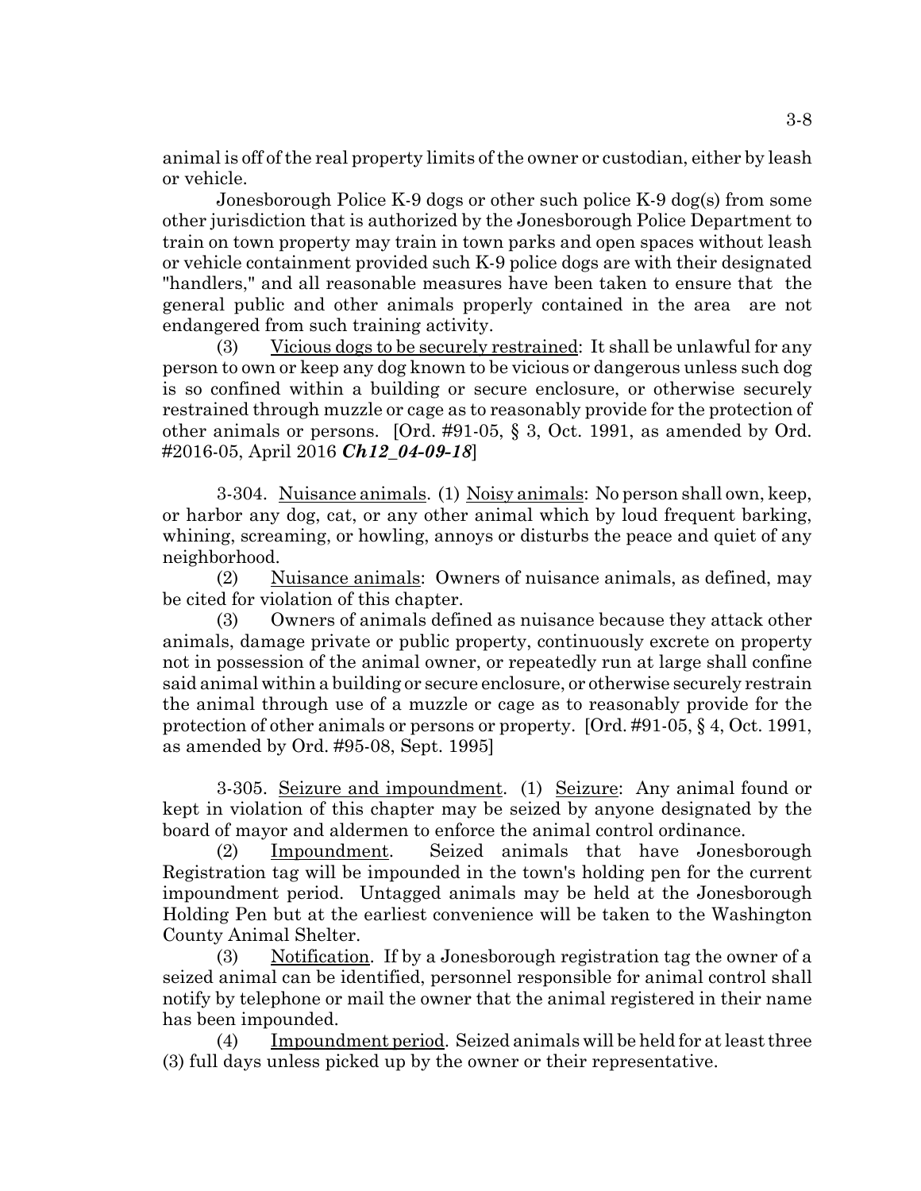animal is off of the real property limits of the owner or custodian, either by leash or vehicle.

Jonesborough Police K-9 dogs or other such police K-9 dog(s) from some other jurisdiction that is authorized by the Jonesborough Police Department to train on town property may train in town parks and open spaces without leash or vehicle containment provided such K-9 police dogs are with their designated "handlers," and all reasonable measures have been taken to ensure that the general public and other animals properly contained in the area are not endangered from such training activity.

(3) Vicious dogs to be securely restrained: It shall be unlawful for any person to own or keep any dog known to be vicious or dangerous unless such dog is so confined within a building or secure enclosure, or otherwise securely restrained through muzzle or cage as to reasonably provide for the protection of other animals or persons. [Ord. #91-05, § 3, Oct. 1991, as amended by Ord. #2016-05, April 2016 ***Ch12_04-09-18***]

3-304. Nuisance animals. (1) Noisy animals: No person shall own, keep, or harbor any dog, cat, or any other animal which by loud frequent barking, whining, screaming, or howling, annoys or disturbs the peace and quiet of any neighborhood.

(2) Nuisance animals: Owners of nuisance animals, as defined, may be cited for violation of this chapter.

(3) Owners of animals defined as nuisance because they attack other animals, damage private or public property, continuously excrete on property not in possession of the animal owner, or repeatedly run at large shall confine said animal within a building or secure enclosure, or otherwise securely restrain the animal through use of a muzzle or cage as to reasonably provide for the protection of other animals or persons or property. [Ord. #91-05, § 4, Oct. 1991, as amended by Ord. #95-08, Sept. 1995]

3-305. Seizure and impoundment. (1) Seizure: Any animal found or kept in violation of this chapter may be seized by anyone designated by the board of mayor and aldermen to enforce the animal control ordinance.

(2) Impoundment. Seized animals that have Jonesborough Registration tag will be impounded in the town's holding pen for the current impoundment period. Untagged animals may be held at the Jonesborough Holding Pen but at the earliest convenience will be taken to the Washington County Animal Shelter.

(3) Notification. If by a Jonesborough registration tag the owner of a seized animal can be identified, personnel responsible for animal control shall notify by telephone or mail the owner that the animal registered in their name has been impounded.

(4) Impoundment period. Seized animals will be held for at least three (3) full days unless picked up by the owner or their representative.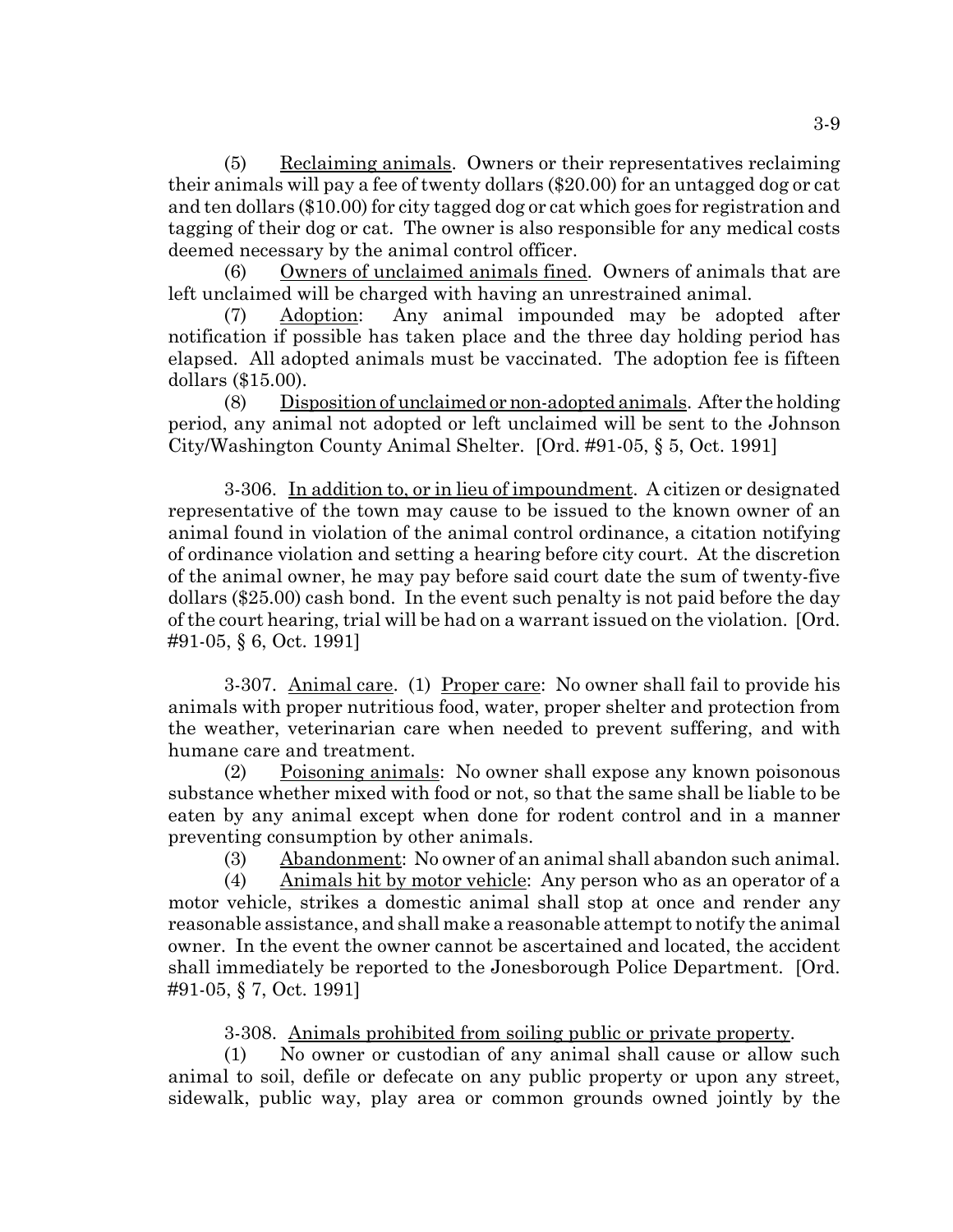(5) Reclaiming animals. Owners or their representatives reclaiming their animals will pay a fee of twenty dollars ($20.00) for an untagged dog or cat and ten dollars ($10.00) for city tagged dog or cat which goes for registration and tagging of their dog or cat. The owner is also responsible for any medical costs deemed necessary by the animal control officer.

(6) Owners of unclaimed animals fined. Owners of animals that are left unclaimed will be charged with having an unrestrained animal.

(7) Adoption: Any animal impounded may be adopted after notification if possible has taken place and the three day holding period has elapsed. All adopted animals must be vaccinated. The adoption fee is fifteen dollars ($15.00).

(8) Disposition of unclaimed or non-adopted animals. After the holding period, any animal not adopted or left unclaimed will be sent to the Johnson City/Washington County Animal Shelter. [Ord. #91-05, § 5, Oct. 1991]

3-306. In addition to, or in lieu of impoundment. A citizen or designated representative of the town may cause to be issued to the known owner of an animal found in violation of the animal control ordinance, a citation notifying of ordinance violation and setting a hearing before city court. At the discretion of the animal owner, he may pay before said court date the sum of twenty-five dollars ($25.00) cash bond. In the event such penalty is not paid before the day of the court hearing, trial will be had on a warrant issued on the violation. [Ord. #91-05, § 6, Oct. 1991]

3-307. Animal care. (1) Proper care: No owner shall fail to provide his animals with proper nutritious food, water, proper shelter and protection from the weather, veterinarian care when needed to prevent suffering, and with humane care and treatment.

(2) Poisoning animals: No owner shall expose any known poisonous substance whether mixed with food or not, so that the same shall be liable to be eaten by any animal except when done for rodent control and in a manner preventing consumption by other animals.

(3) Abandonment: No owner of an animal shall abandon such animal.

(4) Animals hit by motor vehicle: Any person who as an operator of a motor vehicle, strikes a domestic animal shall stop at once and render any reasonable assistance, and shall make a reasonable attempt to notify the animal owner. In the event the owner cannot be ascertained and located, the accident shall immediately be reported to the Jonesborough Police Department. [Ord. #91-05, § 7, Oct. 1991]

3-308. Animals prohibited from soiling public or private property.

(1) No owner or custodian of any animal shall cause or allow such animal to soil, defile or defecate on any public property or upon any street, sidewalk, public way, play area or common grounds owned jointly by the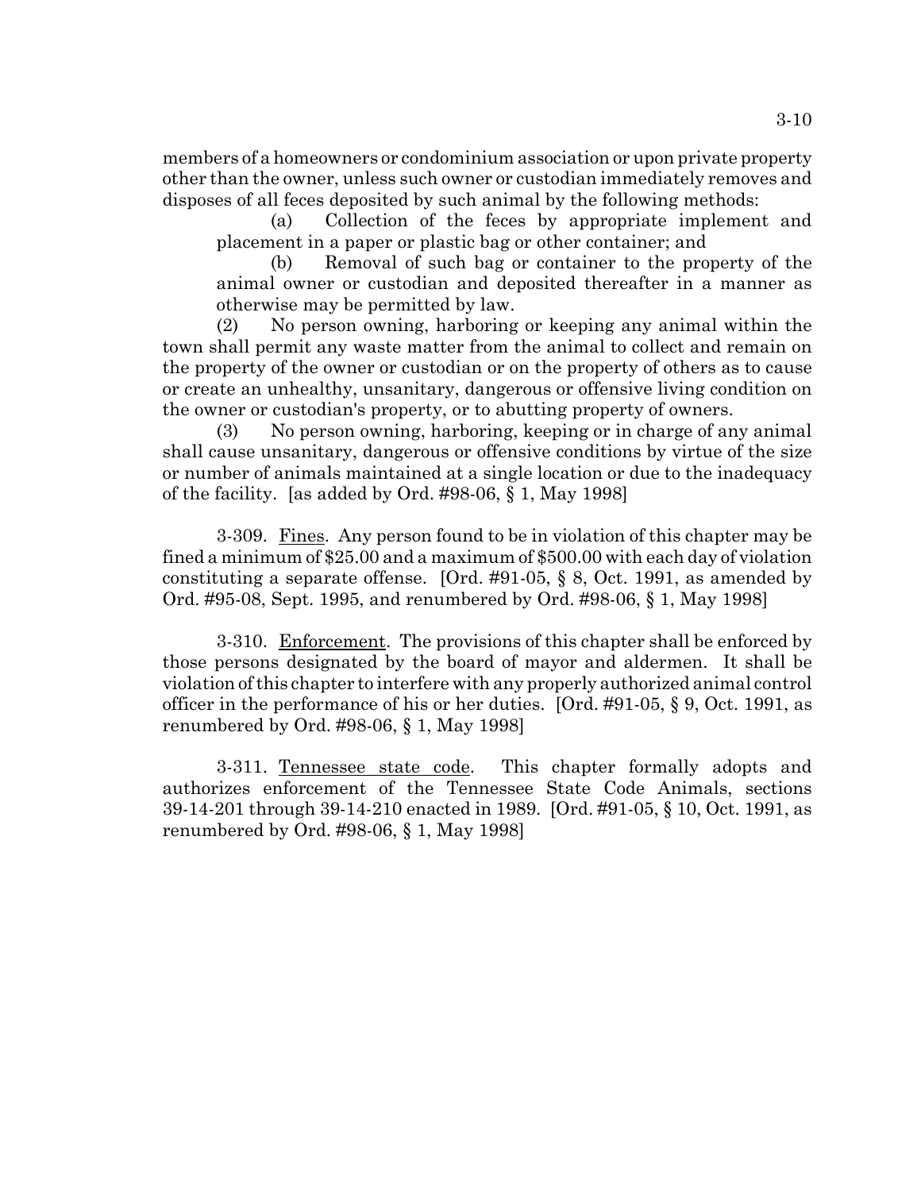members of a homeowners or condominium association or upon private property other than the owner, unless such owner or custodian immediately removes and disposes of all feces deposited by such animal by the following methods:

(a) Collection of the feces by appropriate implement and placement in a paper or plastic bag or other container; and

(b) Removal of such bag or container to the property of the animal owner or custodian and deposited thereafter in a manner as otherwise may be permitted by law.

(2) No person owning, harboring or keeping any animal within the town shall permit any waste matter from the animal to collect and remain on the property of the owner or custodian or on the property of others as to cause or create an unhealthy, unsanitary, dangerous or offensive living condition on the owner or custodian's property, or to abutting property of owners.

(3) No person owning, harboring, keeping or in charge of any animal shall cause unsanitary, dangerous or offensive conditions by virtue of the size or number of animals maintained at a single location or due to the inadequacy of the facility. [as added by Ord. #98-06, § 1, May 1998]

3-309. Fines. Any person found to be in violation of this chapter may be fined a minimum of $25.00 and a maximum of $500.00 with each day of violation constituting a separate offense. [Ord. #91-05, § 8, Oct. 1991, as amended by Ord. #95-08, Sept. 1995, and renumbered by Ord. #98-06, § 1, May 1998]

3-310. Enforcement. The provisions of this chapter shall be enforced by those persons designated by the board of mayor and aldermen. It shall be violation of this chapter to interfere with any properly authorized animal control officer in the performance of his or her duties. [Ord. #91-05, § 9, Oct. 1991, as renumbered by Ord. #98-06, § 1, May 1998]

3-311. Tennessee state code. This chapter formally adopts and authorizes enforcement of the Tennessee State Code Animals, sections 39-14-201 through 39-14-210 enacted in 1989. [Ord. #91-05, § 10, Oct. 1991, as renumbered by Ord. #98-06, § 1, May 1998]